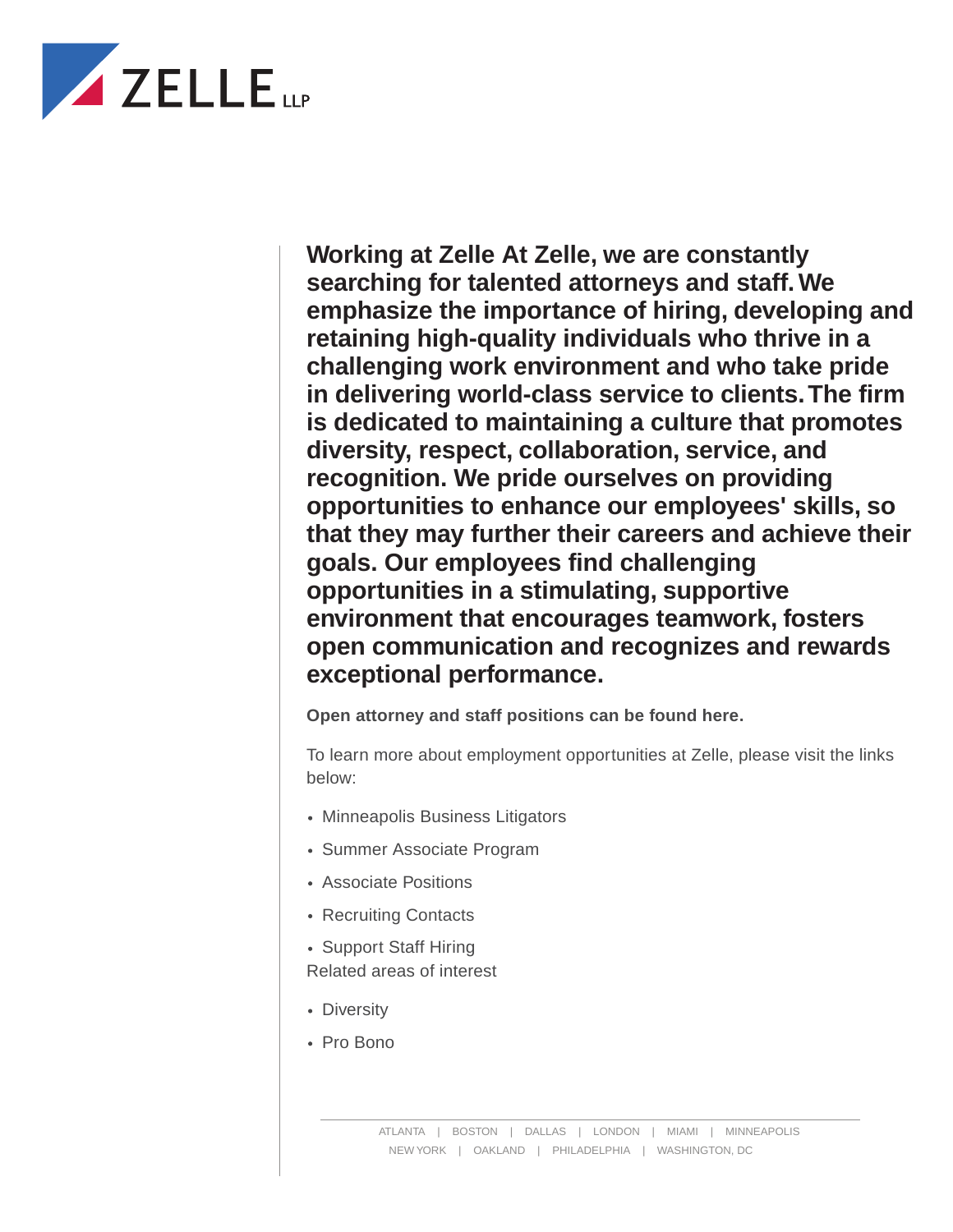**ZELLE** LLP

**Working at Zelle At Zelle, we are constantly searching for talented attorneys and staff. We emphasize the importance of hiring, developing and retaining high-quality individuals who thrive in a challenging work environment and who take pride in delivering world-class service to clients. The firm is dedicated to maintaining a culture that promotes diversity, respect, collaboration, service, and recognition. We pride ourselves on providing opportunities to enhance our employees' skills, so that they may further their careers and achieve their goals. Our employees find challenging opportunities in a stimulating, supportive environment that encourages teamwork, fosters open communication and recognizes and rewards exceptional performance.**

**Open attorney and staff positions can be found here.**

To learn more about employment opportunities at Zelle, please visit the links below:

- Minneapolis Business Litigators
- Summer Associate Program
- Associate Positions
- Recruiting Contacts
- Support Staff Hiring

Related areas of interest

- Diversity
- Pro Bono

ATLANTA | BOSTON | DALLAS | LONDON | MIAMI | MINNEAPOLIS
NEW YORK | OAKLAND | PHILADELPHIA | WASHINGTON, DC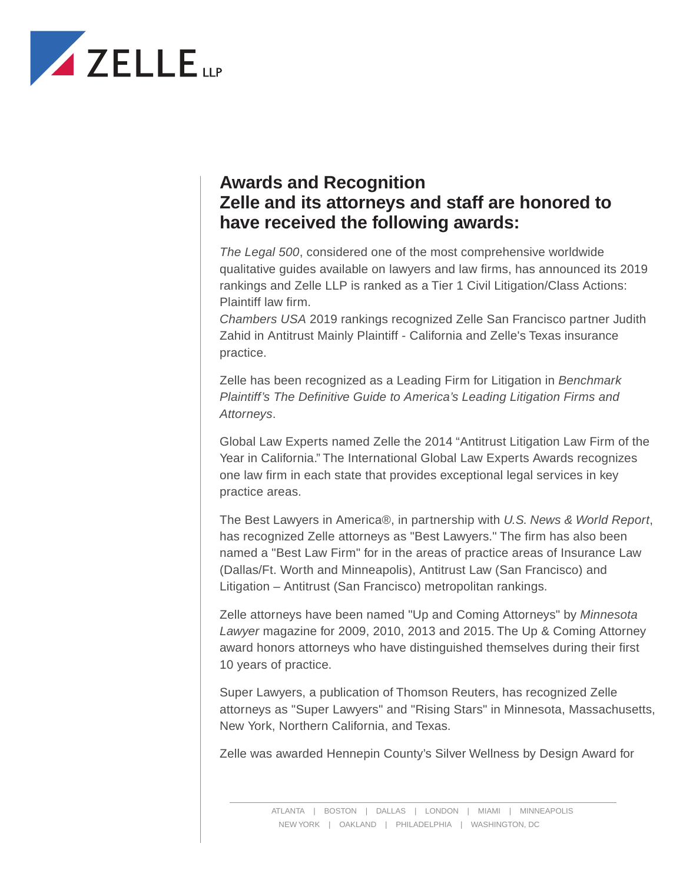## Awards and Recognition
## Zelle and its attorneys and staff are honored to have received the following awards:

*The Legal 500*, considered one of the most comprehensive worldwide qualitative guides available on lawyers and law firms, has announced its 2019 rankings and Zelle LLP is ranked as a Tier 1 Civil Litigation/Class Actions: Plaintiff law firm.
*Chambers USA* 2019 rankings recognized Zelle San Francisco partner Judith Zahid in Antitrust Mainly Plaintiff - California and Zelle's Texas insurance practice.

Zelle has been recognized as a Leading Firm for Litigation in *Benchmark Plaintiff's The Definitive Guide to America's Leading Litigation Firms and Attorneys*.

Global Law Experts named Zelle the 2014 "Antitrust Litigation Law Firm of the Year in California." The International Global Law Experts Awards recognizes one law firm in each state that provides exceptional legal services in key practice areas.

The Best Lawyers in America®, in partnership with *U.S. News & World Report*, has recognized Zelle attorneys as "Best Lawyers." The firm has also been named a "Best Law Firm" for in the areas of practice areas of Insurance Law (Dallas/Ft. Worth and Minneapolis), Antitrust Law (San Francisco) and Litigation – Antitrust (San Francisco) metropolitan rankings.

Zelle attorneys have been named "Up and Coming Attorneys" by *Minnesota Lawyer* magazine for 2009, 2010, 2013 and 2015. The Up & Coming Attorney award honors attorneys who have distinguished themselves during their first 10 years of practice.

Super Lawyers, a publication of Thomson Reuters, has recognized Zelle attorneys as "Super Lawyers" and "Rising Stars" in Minnesota, Massachusetts, New York, Northern California, and Texas.

Zelle was awarded Hennepin County's Silver Wellness by Design Award for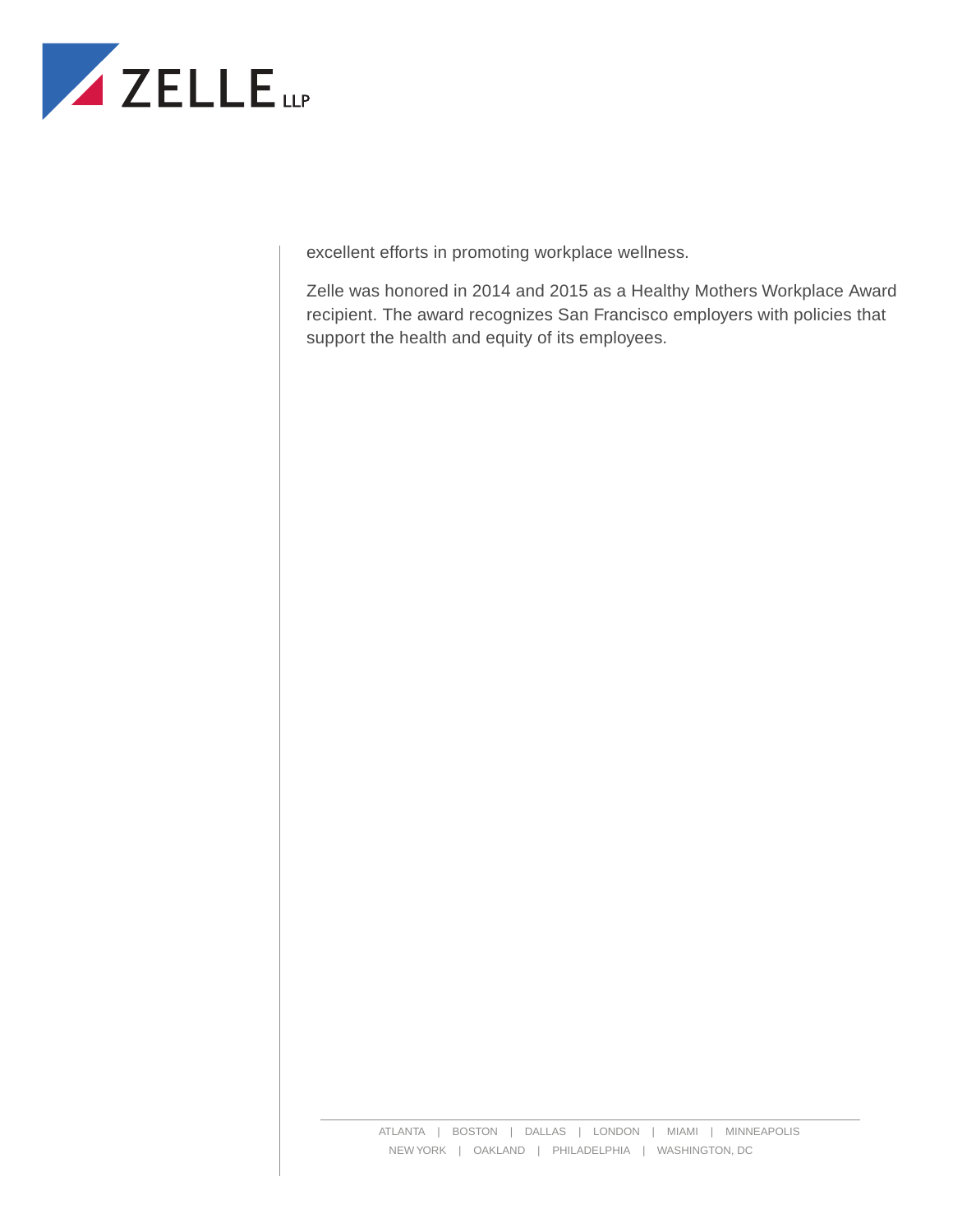excellent efforts in promoting workplace wellness.

Zelle was honored in 2014 and 2015 as a Healthy Mothers Workplace Award recipient. The award recognizes San Francisco employers with policies that support the health and equity of its employees.